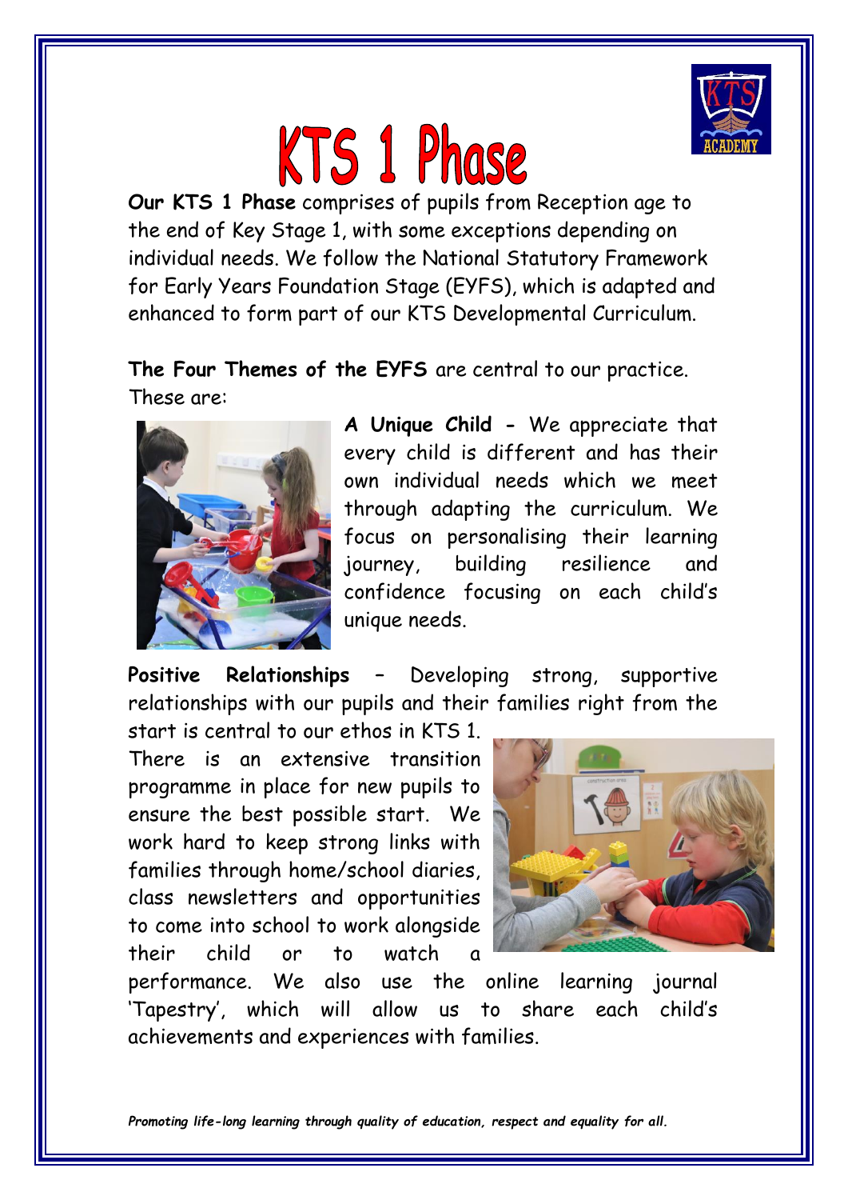# KTS 1 Phase

**Our KTS 1 Phase** comprises of pupils from Reception age to the end of Key Stage 1, with some exceptions depending on individual needs. We follow the National Statutory Framework for Early Years Foundation Stage (EYFS), which is adapted and enhanced to form part of our KTS Developmental Curriculum.

**The Four Themes of the EYFS** are central to our practice. These are:

**A Unique Child -** We appreciate that every child is different and has their own individual needs which we meet through adapting the curriculum. We focus on personalising their learning journey, building resilience and confidence focusing on each child's unique needs.

**Positive Relationships –** Developing strong, supportive relationships with our pupils and their families right from the start is central to our ethos in KTS 1. There is an extensive transition programme in place for new pupils to ensure the best possible start. We work hard to keep strong links with families through home/school diaries, class newsletters and opportunities to come into school to work alongside their child or to watch a performance. We also use the online learning journal 'Tapestry', which will allow us to share each child's achievements and experiences with families.

*Promoting life-long learning through quality of education, respect and equality for all.*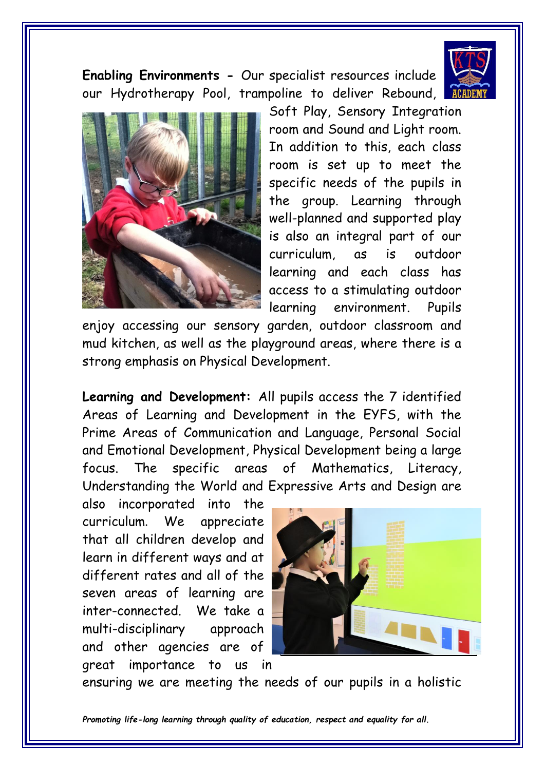**Enabling Environments -** Our specialist resources include our Hydrotherapy Pool, trampoline to deliver Rebound, Soft Play, Sensory Integration room and Sound and Light room. In addition to this, each class room is set up to meet the specific needs of the pupils in the group. Learning through well-planned and supported play is also an integral part of our curriculum, as is outdoor learning and each class has access to a stimulating outdoor learning environment. Pupils enjoy accessing our sensory garden, outdoor classroom and mud kitchen, as well as the playground areas, where there is a strong emphasis on Physical Development.

**Learning and Development:** All pupils access the 7 identified Areas of Learning and Development in the EYFS, with the Prime Areas of Communication and Language, Personal Social and Emotional Development, Physical Development being a large focus. The specific areas of Mathematics, Literacy, Understanding the World and Expressive Arts and Design are also incorporated into the curriculum. We appreciate that all children develop and learn in different ways and at different rates and all of the seven areas of learning are inter-connected. We take a multi-disciplinary approach and other agencies are of great importance to us in ensuring we are meeting the needs of our pupils in a holistic

*Promoting life-long learning through quality of education, respect and equality for all.*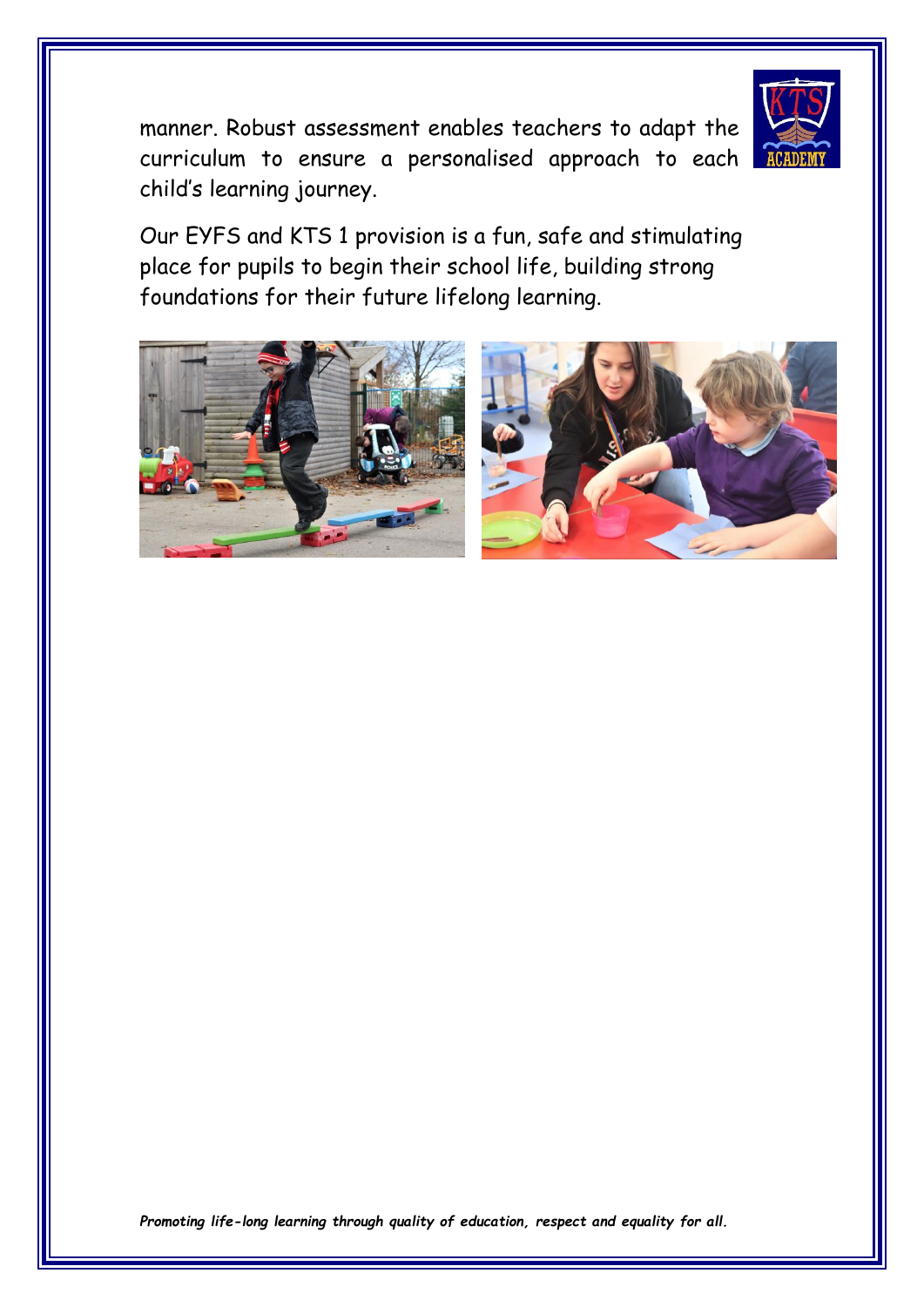manner. Robust assessment enables teachers to adapt the curriculum to ensure a personalised approach to each child's learning journey.

Our EYFS and KTS 1 provision is a fun, safe and stimulating place for pupils to begin their school life, building strong foundations for their future lifelong learning.